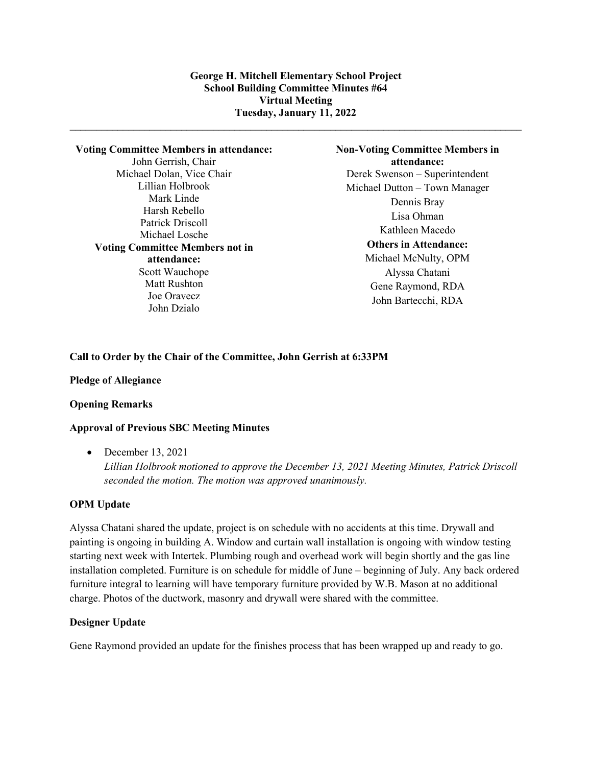**George H. Mitchell Elementary School Project**
**School Building Committee Minutes #64**
**Virtual Meeting**
**Tuesday, January 11, 2022**

---

**Voting Committee Members in attendance:**
John Gerrish, Chair
Michael Dolan, Vice Chair
Lillian Holbrook
Mark Linde
Harsh Rebello
Patrick Driscoll
Michael Losche

**Voting Committee Members not in attendance:**
Scott Wauchope
Matt Rushton
Joe Oravecz
John Dzialo

**Non-Voting Committee Members in attendance:**
Derek Swenson – Superintendent
Michael Dutton – Town Manager
Dennis Bray
Lisa Ohman
Kathleen Macedo

**Others in Attendance:**
Michael McNulty, OPM
Alyssa Chatani
Gene Raymond, RDA
John Bartecchi, RDA

**Call to Order by the Chair of the Committee, John Gerrish at 6:33PM**

**Pledge of Allegiance**

**Opening Remarks**

**Approval of Previous SBC Meeting Minutes**

- December 13, 2021
  *Lillian Holbrook motioned to approve the December 13, 2021 Meeting Minutes, Patrick Driscoll seconded the motion. The motion was approved unanimously.*

**OPM Update**

Alyssa Chatani shared the update, project is on schedule with no accidents at this time. Drywall and painting is ongoing in building A. Window and curtain wall installation is ongoing with window testing starting next week with Intertek. Plumbing rough and overhead work will begin shortly and the gas line installation completed. Furniture is on schedule for middle of June – beginning of July. Any back ordered furniture integral to learning will have temporary furniture provided by W.B. Mason at no additional charge. Photos of the ductwork, masonry and drywall were shared with the committee.

**Designer Update**

Gene Raymond provided an update for the finishes process that has been wrapped up and ready to go.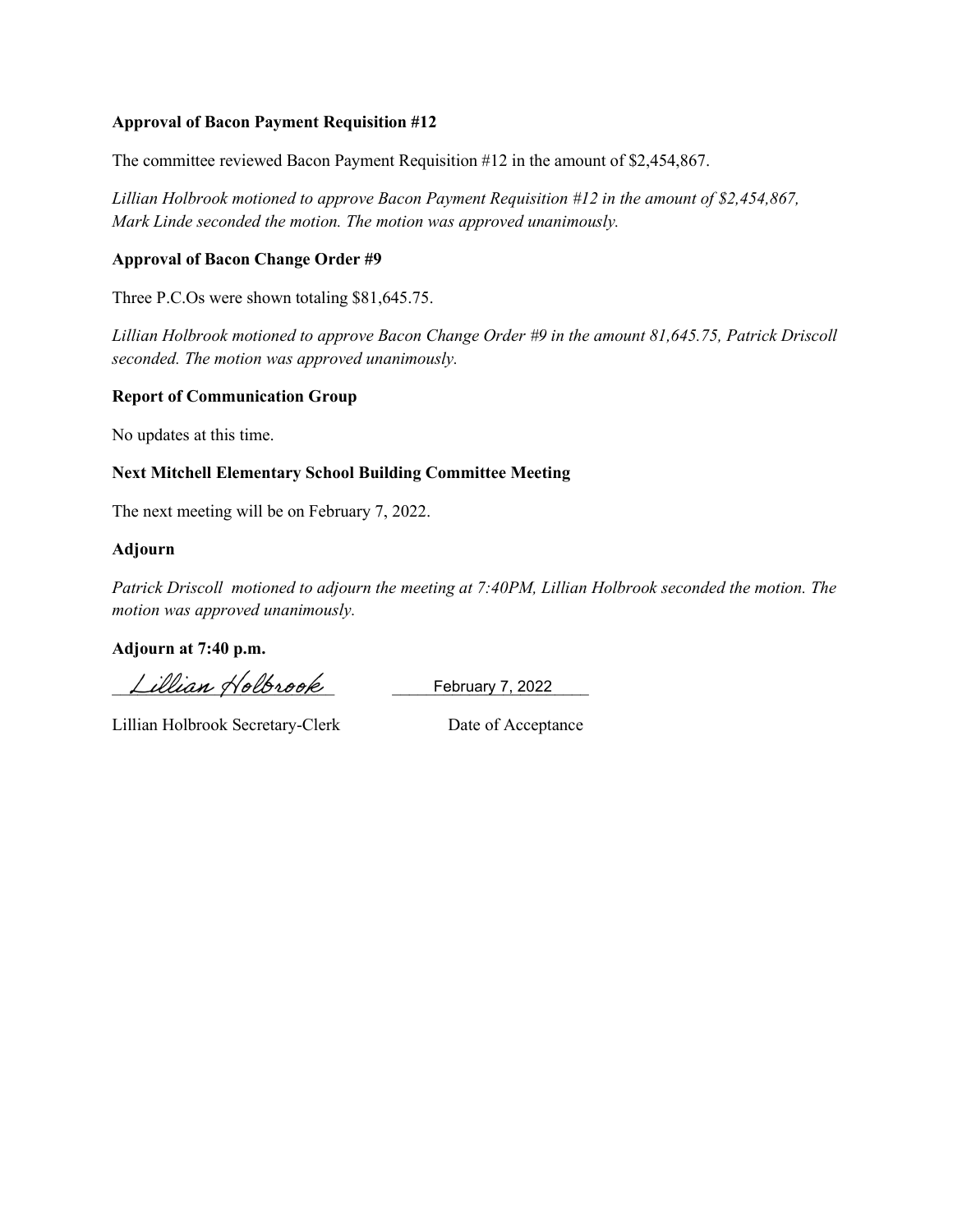**Approval of Bacon Payment Requisition #12**

The committee reviewed Bacon Payment Requisition #12 in the amount of $2,454,867.

*Lillian Holbrook motioned to approve Bacon Payment Requisition #12 in the amount of $2,454,867, Mark Linde seconded the motion. The motion was approved unanimously.*

**Approval of Bacon Change Order #9**

Three P.C.Os were shown totaling $81,645.75.

*Lillian Holbrook motioned to approve Bacon Change Order #9 in the amount 81,645.75, Patrick Driscoll seconded. The motion was approved unanimously.*

**Report of Communication Group**

No updates at this time.

**Next Mitchell Elementary School Building Committee Meeting**

The next meeting will be on February 7, 2022.

**Adjourn**

*Patrick Driscoll motioned to adjourn the meeting at 7:40PM, Lillian Holbrook seconded the motion. The motion was approved unanimously.*

**Adjourn at 7:40 p.m.**

Lillian Holbrook ______ February 7, 2022 ______

Lillian Holbrook Secretary-Clerk Date of Acceptance